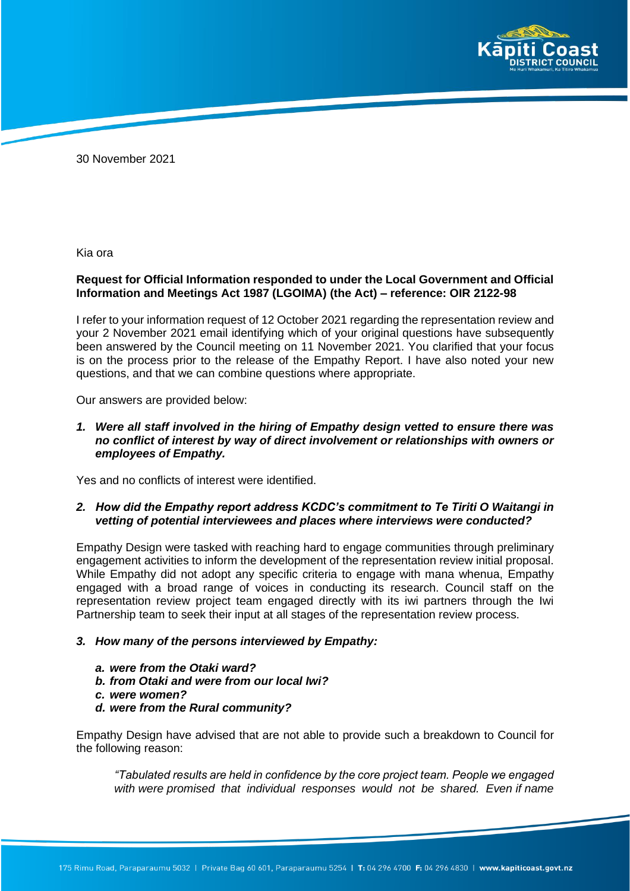30 November 2021

Kia ora

**Request for Official Information responded to under the Local Government and Official Information and Meetings Act 1987 (LGOIMA) (the Act) – reference: OIR 2122-98**

I refer to your information request of 12 October 2021 regarding the representation review and your 2 November 2021 email identifying which of your original questions have subsequently been answered by the Council meeting on 11 November 2021. You clarified that your focus is on the process prior to the release of the Empathy Report. I have also noted your new questions, and that we can combine questions where appropriate.

Our answers are provided below:

1. ***Were all staff involved in the hiring of Empathy design vetted to ensure there was no conflict of interest by way of direct involvement or relationships with owners or employees of Empathy.***

Yes and no conflicts of interest were identified.

2. ***How did the Empathy report address KCDC's commitment to Te Tiriti O Waitangi in vetting of potential interviewees and places where interviews were conducted?***

Empathy Design were tasked with reaching hard to engage communities through preliminary engagement activities to inform the development of the representation review initial proposal. While Empathy did not adopt any specific criteria to engage with mana whenua, Empathy engaged with a broad range of voices in conducting its research. Council staff on the representation review project team engaged directly with its iwi partners through the Iwi Partnership team to seek their input at all stages of the representation review process.

3. ***How many of the persons interviewed by Empathy:***

   a. ***were from the Otaki ward?***
   b. ***from Otaki and were from our local Iwi?***
   c. ***were women?***
   d. ***were from the Rural community?***

Empathy Design have advised that are not able to provide such a breakdown to Council for the following reason:

> *"Tabulated results are held in confidence by the core project team. People we engaged with were promised that individual responses would not be shared. Even if name*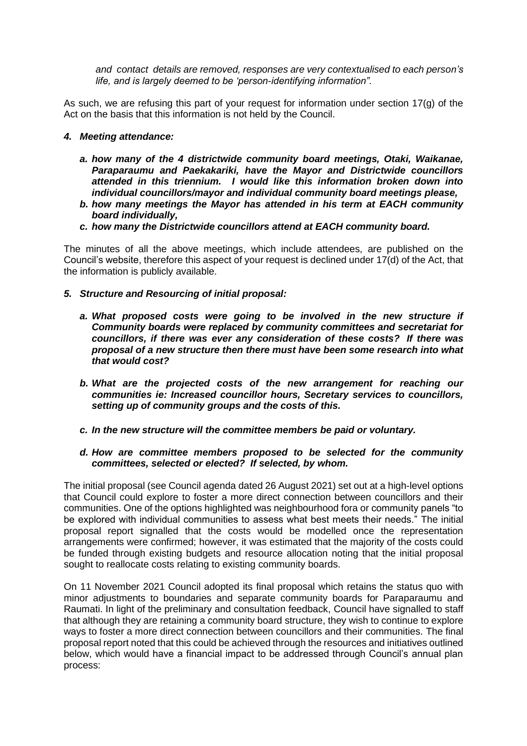*and contact details are removed, responses are very contextualised to each person's life, and is largely deemed to be 'person-identifying information".*

As such, we are refusing this part of your request for information under section 17(g) of the Act on the basis that this information is not held by the Council.

***4. Meeting attendance:***

- ***a. how many of the 4 districtwide community board meetings, Otaki, Waikanae, Paraparaumu and Paekakariki, have the Mayor and Districtwide councillors attended in this triennium. I would like this information broken down into individual councillors/mayor and individual community board meetings please,***
- ***b. how many meetings the Mayor has attended in his term at EACH community board individually,***
- ***c. how many the Districtwide councillors attend at EACH community board.***

The minutes of all the above meetings, which include attendees, are published on the Council's website, therefore this aspect of your request is declined under 17(d) of the Act, that the information is publicly available.

***5. Structure and Resourcing of initial proposal:***

- ***a. What proposed costs were going to be involved in the new structure if Community boards were replaced by community committees and secretariat for councillors, if there was ever any consideration of these costs? If there was proposal of a new structure then there must have been some research into what that would cost?***
- ***b. What are the projected costs of the new arrangement for reaching our communities ie: Increased councillor hours, Secretary services to councillors, setting up of community groups and the costs of this.***
- ***c. In the new structure will the committee members be paid or voluntary.***
- ***d. How are committee members proposed to be selected for the community committees, selected or elected? If selected, by whom.***

The initial proposal (see Council agenda dated 26 August 2021) set out at a high-level options that Council could explore to foster a more direct connection between councillors and their communities. One of the options highlighted was neighbourhood fora or community panels "to be explored with individual communities to assess what best meets their needs." The initial proposal report signalled that the costs would be modelled once the representation arrangements were confirmed; however, it was estimated that the majority of the costs could be funded through existing budgets and resource allocation noting that the initial proposal sought to reallocate costs relating to existing community boards.

On 11 November 2021 Council adopted its final proposal which retains the status quo with minor adjustments to boundaries and separate community boards for Paraparaumu and Raumati. In light of the preliminary and consultation feedback, Council have signalled to staff that although they are retaining a community board structure, they wish to continue to explore ways to foster a more direct connection between councillors and their communities. The final proposal report noted that this could be achieved through the resources and initiatives outlined below, which would have a financial impact to be addressed through Council's annual plan process: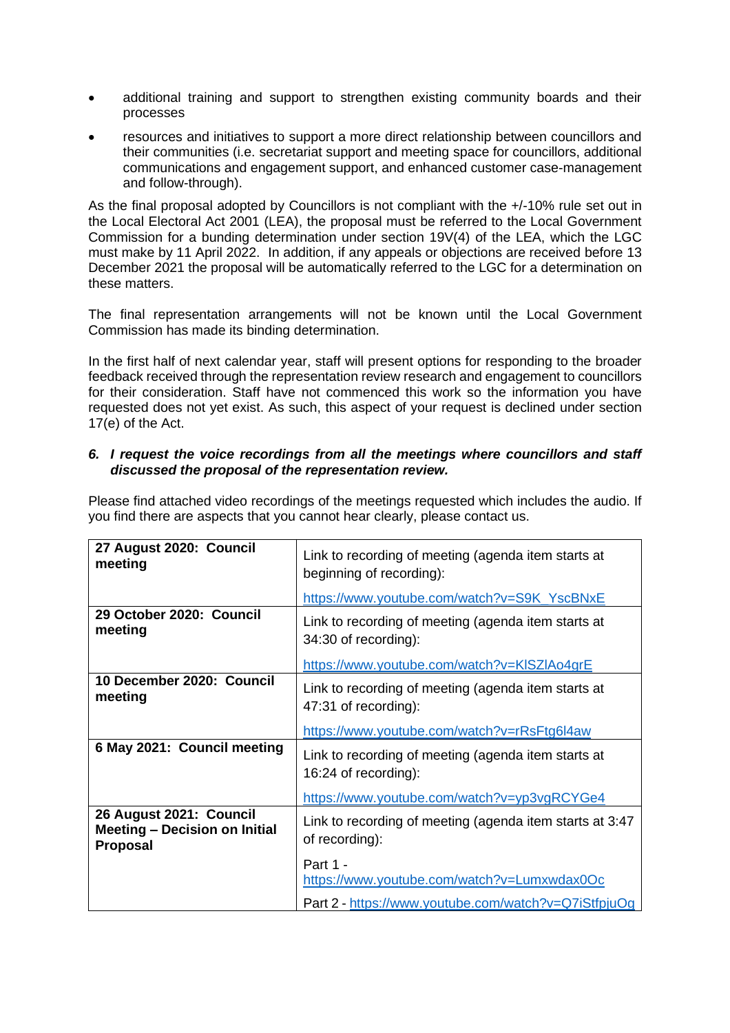- additional training and support to strengthen existing community boards and their processes
- resources and initiatives to support a more direct relationship between councillors and their communities (i.e. secretariat support and meeting space for councillors, additional communications and engagement support, and enhanced customer case-management and follow-through).

As the final proposal adopted by Councillors is not compliant with the +/-10% rule set out in the Local Electoral Act 2001 (LEA), the proposal must be referred to the Local Government Commission for a bunding determination under section 19V(4) of the LEA, which the LGC must make by 11 April 2022. In addition, if any appeals or objections are received before 13 December 2021 the proposal will be automatically referred to the LGC for a determination on these matters.

The final representation arrangements will not be known until the Local Government Commission has made its binding determination.

In the first half of next calendar year, staff will present options for responding to the broader feedback received through the representation review research and engagement to councillors for their consideration. Staff have not commenced this work so the information you have requested does not yet exist. As such, this aspect of your request is declined under section 17(e) of the Act.

***6. I request the voice recordings from all the meetings where councillors and staff discussed the proposal of the representation review.***

Please find attached video recordings of the meetings requested which includes the audio. If you find there are aspects that you cannot hear clearly, please contact us.

| | |
|---|---|
| **27 August 2020: Council meeting** | Link to recording of meeting (agenda item starts at beginning of recording): https://www.youtube.com/watch?v=S9K_YscBNxE |
| **29 October 2020: Council meeting** | Link to recording of meeting (agenda item starts at 34:30 of recording): https://www.youtube.com/watch?v=KlSZlAo4grE |
| **10 December 2020: Council meeting** | Link to recording of meeting (agenda item starts at 47:31 of recording): https://www.youtube.com/watch?v=rRsFtg6l4aw |
| **6 May 2021: Council meeting** | Link to recording of meeting (agenda item starts at 16:24 of recording): https://www.youtube.com/watch?v=yp3vgRCYGe4 |
| **26 August 2021: Council Meeting – Decision on Initial Proposal** | Link to recording of meeting (agenda item starts at 3:47 of recording): Part 1 - https://www.youtube.com/watch?v=Lumxwdax0Oc Part 2 - https://www.youtube.com/watch?v=Q7iStfpjuOg |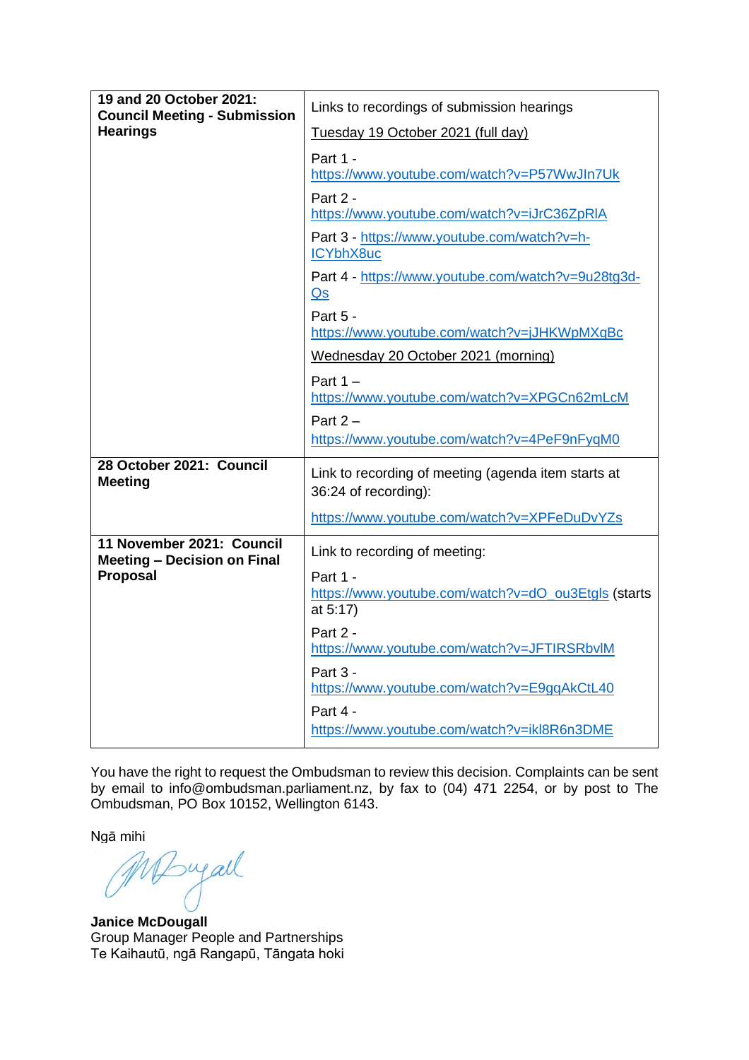| | |
|---|---|
| **19 and 20 October 2021: Council Meeting - Submission Hearings** | Links to recordings of submission hearings<br><br>Tuesday 19 October 2021 (full day)<br><br>Part 1 - https://www.youtube.com/watch?v=P57WwJIn7Uk<br><br>Part 2 - https://www.youtube.com/watch?v=iJrC36ZpRIA<br><br>Part 3 - https://www.youtube.com/watch?v=h-ICYbhX8uc<br><br>Part 4 - https://www.youtube.com/watch?v=9u28tg3d-Qs<br><br>Part 5 - https://www.youtube.com/watch?v=jJHKWpMXqBc<br><br>Wednesday 20 October 2021 (morning)<br><br>Part 1 – https://www.youtube.com/watch?v=XPGCn62mLcM<br><br>Part 2 – https://www.youtube.com/watch?v=4PeF9nFyqM0 |
| **28 October 2021: Council Meeting** | Link to recording of meeting (agenda item starts at 36:24 of recording):<br><br>https://www.youtube.com/watch?v=XPFeDuDvYZs |
| **11 November 2021: Council Meeting – Decision on Final Proposal** | Link to recording of meeting:<br><br>Part 1 - https://www.youtube.com/watch?v=dO_ou3Etgls (starts at 5:17)<br><br>Part 2 - https://www.youtube.com/watch?v=JFTIRSRbvlM<br><br>Part 3 - https://www.youtube.com/watch?v=E9gqAkCtL40<br><br>Part 4 - https://www.youtube.com/watch?v=ikl8R6n3DME |

You have the right to request the Ombudsman to review this decision. Complaints can be sent by email to info@ombudsman.parliament.nz, by fax to (04) 471 2254, or by post to The Ombudsman, PO Box 10152, Wellington 6143.

Ngā mihi

**Janice McDougall**
Group Manager People and Partnerships
Te Kaihautū, ngā Rangapū, Tāngata hoki